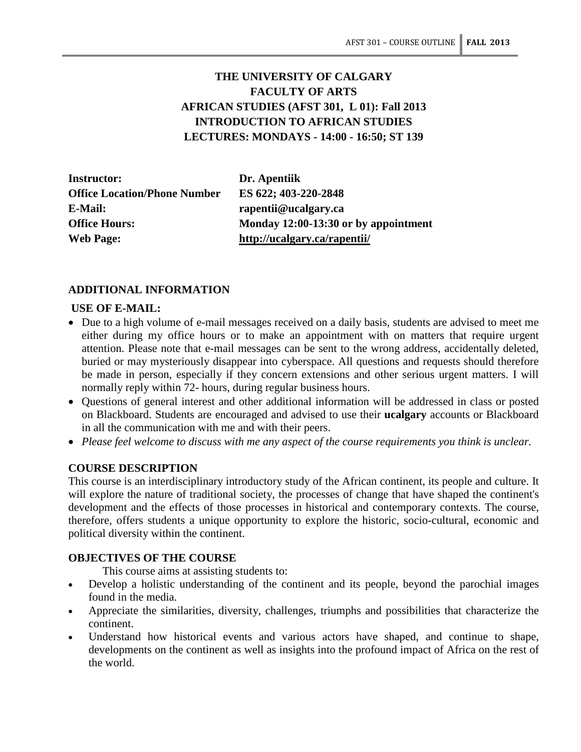# THE UNIVERSITY OF CALGARY
# FACULTY OF ARTS
# AFRICAN STUDIES (AFST 301, L 01): Fall 2013
# INTRODUCTION TO AFRICAN STUDIES
# LECTURES: MONDAYS - 14:00 - 16:50; ST 139

| | |
|---|---|
| **Instructor:** | **Dr. Apentiik** |
| **Office Location/Phone Number** | **ES 622; 403-220-2848** |
| **E-Mail:** | **rapentii@ucalgary.ca** |
| **Office Hours:** | **Monday 12:00-13:30 or by appointment** |
| **Web Page:** | **http://ucalgary.ca/rapentii/** |

## ADDITIONAL INFORMATION

### USE OF E-MAIL:

- Due to a high volume of e-mail messages received on a daily basis, students are advised to meet me either during my office hours or to make an appointment with on matters that require urgent attention. Please note that e-mail messages can be sent to the wrong address, accidentally deleted, buried or may mysteriously disappear into cyberspace. All questions and requests should therefore be made in person, especially if they concern extensions and other serious urgent matters. I will normally reply within 72- hours, during regular business hours.
- Questions of general interest and other additional information will be addressed in class or posted on Blackboard. Students are encouraged and advised to use their **ucalgary** accounts or Blackboard in all the communication with me and with their peers.
- *Please feel welcome to discuss with me any aspect of the course requirements you think is unclear.*

## COURSE DESCRIPTION

This course is an interdisciplinary introductory study of the African continent, its people and culture. It will explore the nature of traditional society, the processes of change that have shaped the continent's development and the effects of those processes in historical and contemporary contexts. The course, therefore, offers students a unique opportunity to explore the historic, socio-cultural, economic and political diversity within the continent.

## OBJECTIVES OF THE COURSE

This course aims at assisting students to:

- Develop a holistic understanding of the continent and its people, beyond the parochial images found in the media.
- Appreciate the similarities, diversity, challenges, triumphs and possibilities that characterize the continent.
- Understand how historical events and various actors have shaped, and continue to shape, developments on the continent as well as insights into the profound impact of Africa on the rest of the world.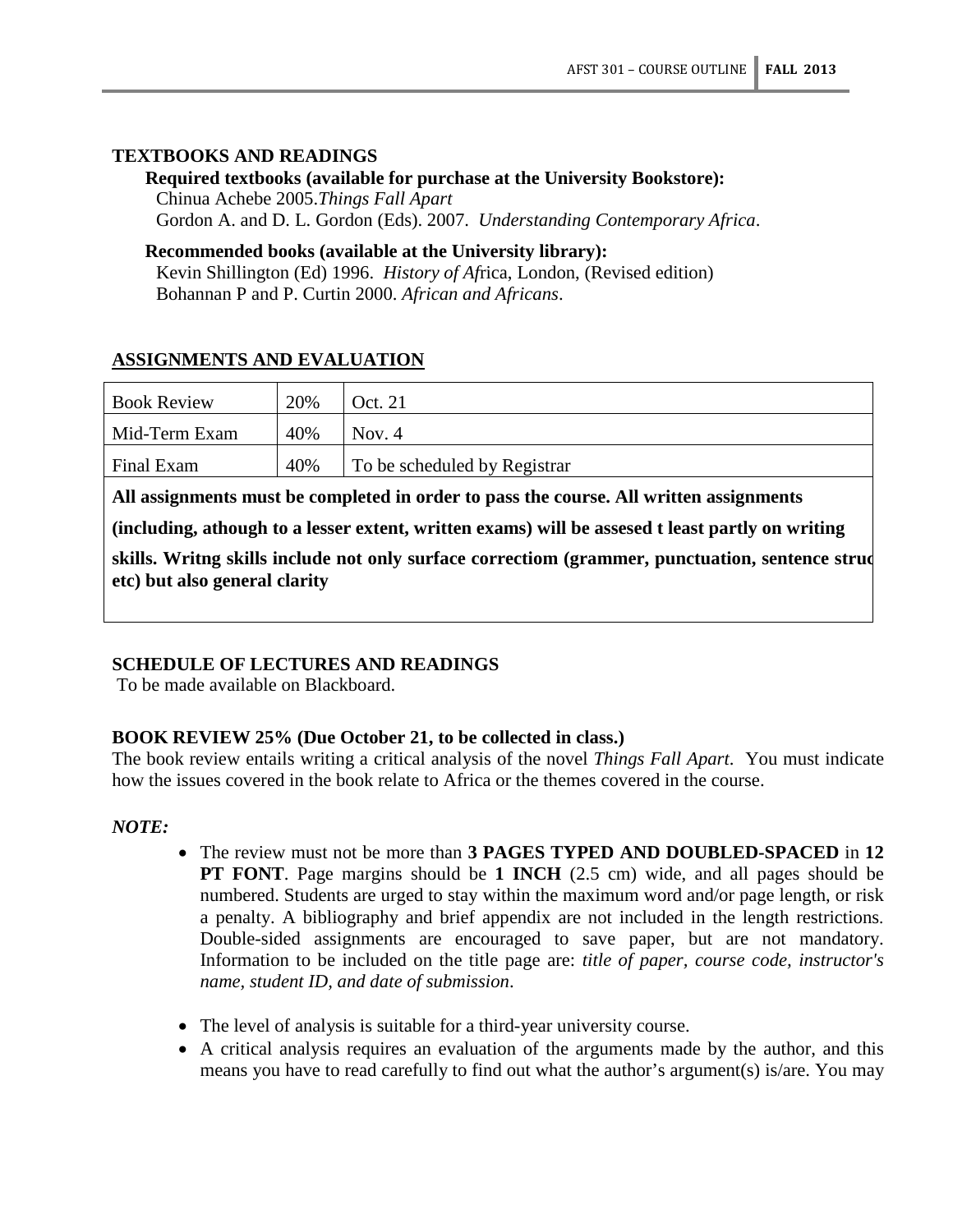### TEXTBOOKS AND READINGS

**Required textbooks (available for purchase at the University Bookstore):**

Chinua Achebe 2005.*Things Fall Apart*

Gordon A. and D. L. Gordon (Eds). 2007. *Understanding Contemporary Africa*.

**Recommended books (available at the University library):**

Kevin Shillington (Ed) 1996. *History of Af*rica, London, (Revised edition)

Bohannan P and P. Curtin 2000. *African and Africans*.

### ASSIGNMENTS AND EVALUATION

| Book Review | 20% | Oct. 21 |
|---|---|---|
| Mid-Term Exam | 40% | Nov. 4 |
| Final Exam | 40% | To be scheduled by Registrar |

**All assignments must be completed in order to pass the course. All written assignments (including, athough to a lesser extent, written exams) will be assesed t least partly on writing skills. Writng skills include not only surface correctiom (grammer, punctuation, sentence struc etc) but also general clarity**

### SCHEDULE OF LECTURES AND READINGS

To be made available on Blackboard.

### BOOK REVIEW 25% (Due October 21, to be collected in class.)

The book review entails writing a critical analysis of the novel *Things Fall Apart*. You must indicate how the issues covered in the book relate to Africa or the themes covered in the course.

***NOTE:***

- The review must not be more than **3 PAGES TYPED AND DOUBLED-SPACED** in **12 PT FONT**. Page margins should be **1 INCH** (2.5 cm) wide, and all pages should be numbered. Students are urged to stay within the maximum word and/or page length, or risk a penalty. A bibliography and brief appendix are not included in the length restrictions. Double-sided assignments are encouraged to save paper, but are not mandatory. Information to be included on the title page are: *title of paper, course code, instructor's name, student ID, and date of submission*.

- The level of analysis is suitable for a third-year university course.
- A critical analysis requires an evaluation of the arguments made by the author, and this means you have to read carefully to find out what the author's argument(s) is/are. You may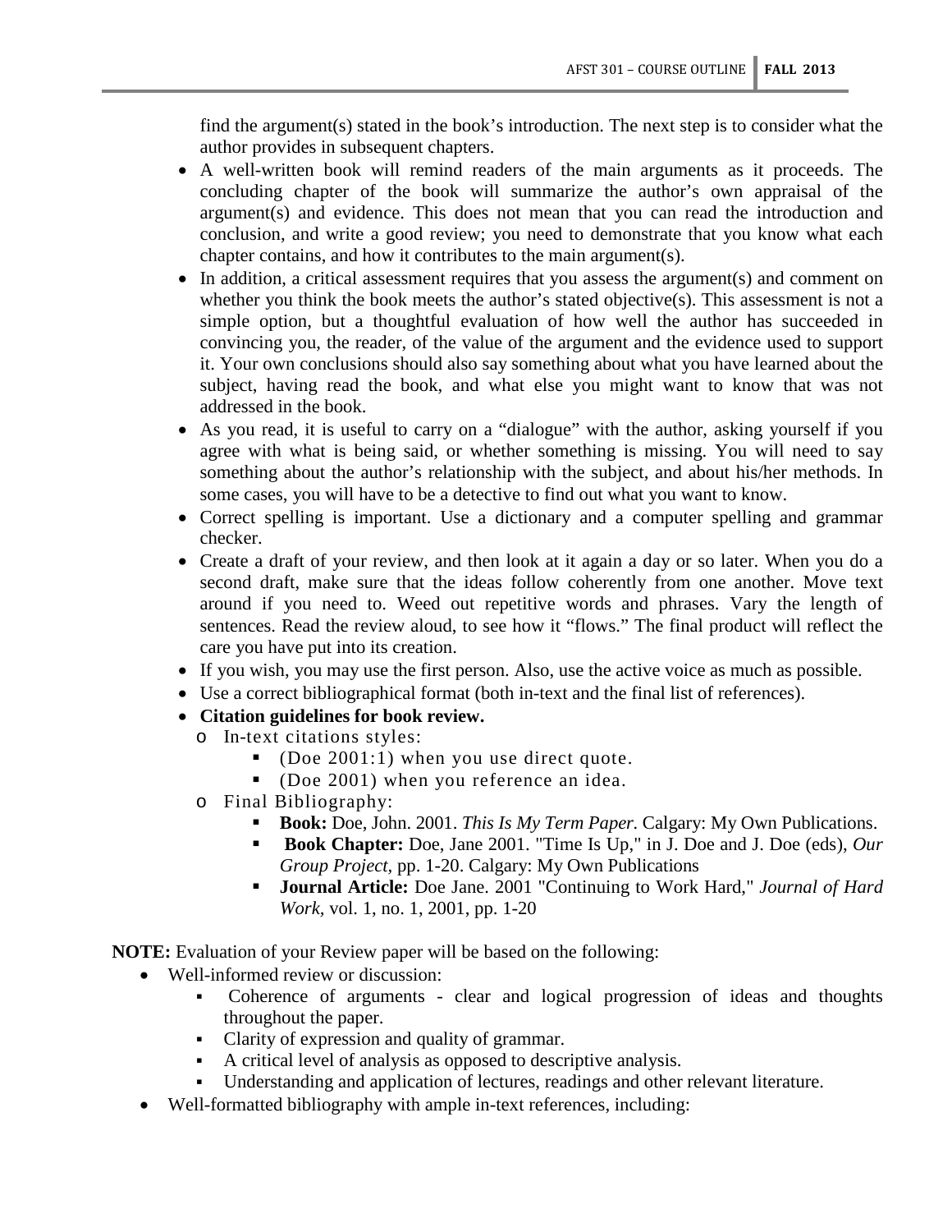find the argument(s) stated in the book's introduction. The next step is to consider what the author provides in subsequent chapters.

- A well-written book will remind readers of the main arguments as it proceeds. The concluding chapter of the book will summarize the author's own appraisal of the argument(s) and evidence. This does not mean that you can read the introduction and conclusion, and write a good review; you need to demonstrate that you know what each chapter contains, and how it contributes to the main argument(s).
- In addition, a critical assessment requires that you assess the argument(s) and comment on whether you think the book meets the author's stated objective(s). This assessment is not a simple option, but a thoughtful evaluation of how well the author has succeeded in convincing you, the reader, of the value of the argument and the evidence used to support it. Your own conclusions should also say something about what you have learned about the subject, having read the book, and what else you might want to know that was not addressed in the book.
- As you read, it is useful to carry on a "dialogue" with the author, asking yourself if you agree with what is being said, or whether something is missing. You will need to say something about the author's relationship with the subject, and about his/her methods. In some cases, you will have to be a detective to find out what you want to know.
- Correct spelling is important. Use a dictionary and a computer spelling and grammar checker.
- Create a draft of your review, and then look at it again a day or so later. When you do a second draft, make sure that the ideas follow coherently from one another. Move text around if you need to. Weed out repetitive words and phrases. Vary the length of sentences. Read the review aloud, to see how it "flows." The final product will reflect the care you have put into its creation.
- If you wish, you may use the first person. Also, use the active voice as much as possible.
- Use a correct bibliographical format (both in-text and the final list of references).
- **Citation guidelines for book review.**
  - In-text citations styles:
    - (Doe 2001:1) when you use direct quote.
    - (Doe 2001) when you reference an idea.
  - Final Bibliography:
    - **Book:** Doe, John. 2001. *This Is My Term Paper.* Calgary: My Own Publications.
    - **Book Chapter:** Doe, Jane 2001. "Time Is Up," in J. Doe and J. Doe (eds), *Our Group Project,* pp. 1-20. Calgary: My Own Publications
    - **Journal Article:** Doe Jane. 2001 "Continuing to Work Hard," *Journal of Hard Work,* vol. 1, no. 1, 2001, pp. 1-20

**NOTE:** Evaluation of your Review paper will be based on the following:

- Well-informed review or discussion:
  - Coherence of arguments - clear and logical progression of ideas and thoughts throughout the paper.
  - Clarity of expression and quality of grammar.
  - A critical level of analysis as opposed to descriptive analysis.
  - Understanding and application of lectures, readings and other relevant literature.
- Well-formatted bibliography with ample in-text references, including: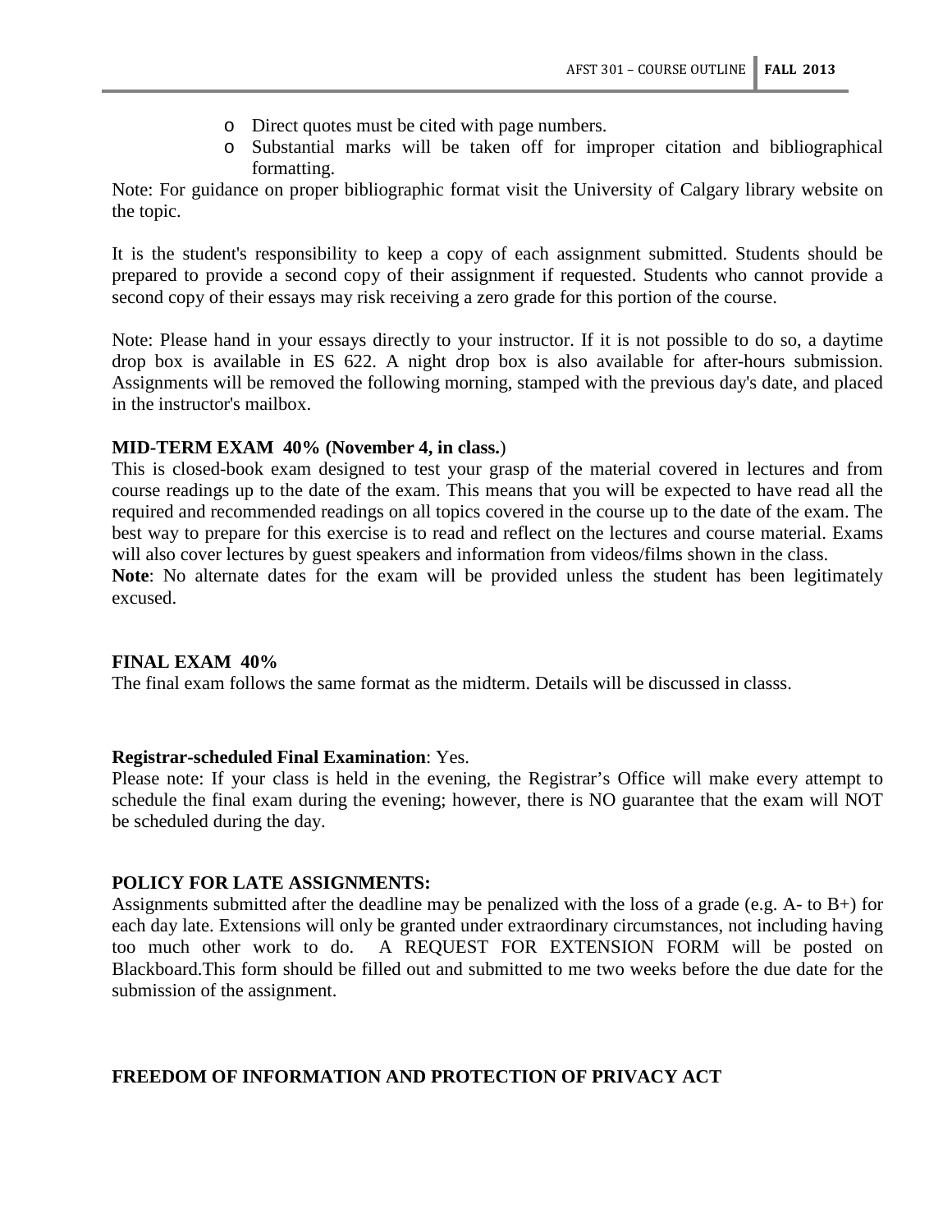- Direct quotes must be cited with page numbers.
- Substantial marks will be taken off for improper citation and bibliographical formatting.

Note: For guidance on proper bibliographic format visit the University of Calgary library website on the topic.

It is the student's responsibility to keep a copy of each assignment submitted. Students should be prepared to provide a second copy of their assignment if requested. Students who cannot provide a second copy of their essays may risk receiving a zero grade for this portion of the course.

Note: Please hand in your essays directly to your instructor. If it is not possible to do so, a daytime drop box is available in ES 622. A night drop box is also available for after-hours submission. Assignments will be removed the following morning, stamped with the previous day's date, and placed in the instructor's mailbox.

**MID-TERM EXAM 40% (November 4, in class.**)

This is closed-book exam designed to test your grasp of the material covered in lectures and from course readings up to the date of the exam. This means that you will be expected to have read all the required and recommended readings on all topics covered in the course up to the date of the exam. The best way to prepare for this exercise is to read and reflect on the lectures and course material. Exams will also cover lectures by guest speakers and information from videos/films shown in the class.

**Note**: No alternate dates for the exam will be provided unless the student has been legitimately excused.

**FINAL EXAM 40%**

The final exam follows the same format as the midterm. Details will be discussed in classs.

**Registrar-scheduled Final Examination**: Yes.

Please note: If your class is held in the evening, the Registrar's Office will make every attempt to schedule the final exam during the evening; however, there is NO guarantee that the exam will NOT be scheduled during the day.

**POLICY FOR LATE ASSIGNMENTS:**

Assignments submitted after the deadline may be penalized with the loss of a grade (e.g. A- to B+) for each day late. Extensions will only be granted under extraordinary circumstances, not including having too much other work to do. A REQUEST FOR EXTENSION FORM will be posted on Blackboard.This form should be filled out and submitted to me two weeks before the due date for the submission of the assignment.

**FREEDOM OF INFORMATION AND PROTECTION OF PRIVACY ACT**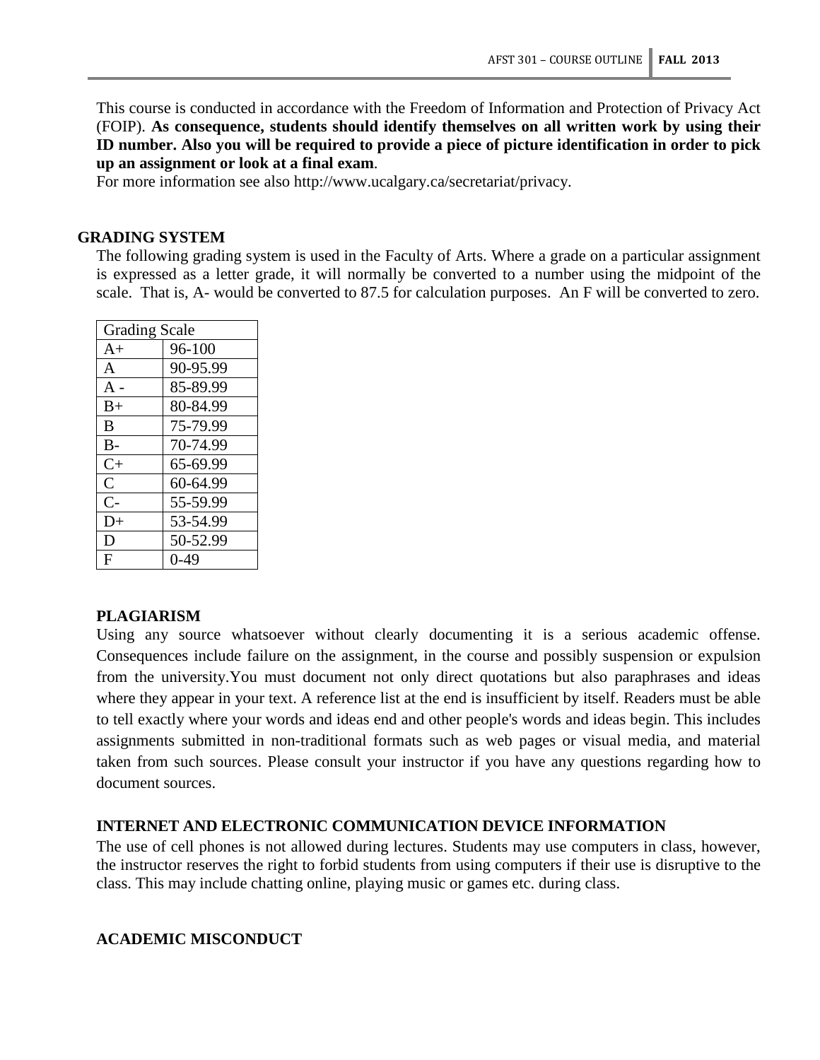This course is conducted in accordance with the Freedom of Information and Protection of Privacy Act (FOIP). **As consequence, students should identify themselves on all written work by using their ID number. Also you will be required to provide a piece of picture identification in order to pick up an assignment or look at a final exam**.
For more information see also http://www.ucalgary.ca/secretariat/privacy.

## GRADING SYSTEM

The following grading system is used in the Faculty of Arts. Where a grade on a particular assignment is expressed as a letter grade, it will normally be converted to a number using the midpoint of the scale. That is, A- would be converted to 87.5 for calculation purposes. An F will be converted to zero.

| Grading Scale | |
|---|---|
| A+ | 96-100 |
| A | 90-95.99 |
| A - | 85-89.99 |
| B+ | 80-84.99 |
| B | 75-79.99 |
| B- | 70-74.99 |
| C+ | 65-69.99 |
| C | 60-64.99 |
| C- | 55-59.99 |
| D+ | 53-54.99 |
| D | 50-52.99 |
| F | 0-49 |

## PLAGIARISM

Using any source whatsoever without clearly documenting it is a serious academic offense. Consequences include failure on the assignment, in the course and possibly suspension or expulsion from the university.You must document not only direct quotations but also paraphrases and ideas where they appear in your text. A reference list at the end is insufficient by itself. Readers must be able to tell exactly where your words and ideas end and other people's words and ideas begin. This includes assignments submitted in non-traditional formats such as web pages or visual media, and material taken from such sources. Please consult your instructor if you have any questions regarding how to document sources.

## INTERNET AND ELECTRONIC COMMUNICATION DEVICE INFORMATION

The use of cell phones is not allowed during lectures. Students may use computers in class, however, the instructor reserves the right to forbid students from using computers if their use is disruptive to the class. This may include chatting online, playing music or games etc. during class.

## ACADEMIC MISCONDUCT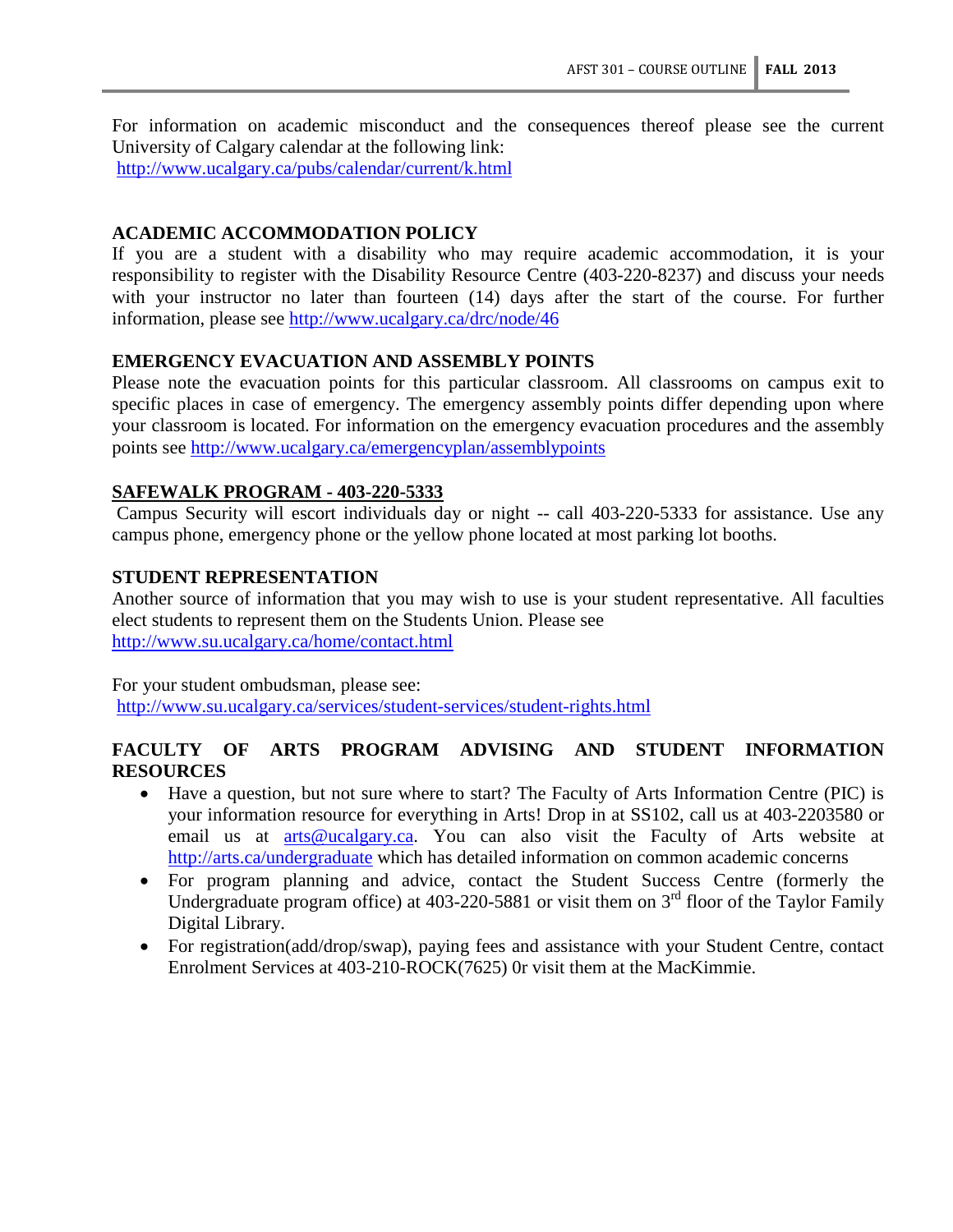For information on academic misconduct and the consequences thereof please see the current University of Calgary calendar at the following link:
http://www.ucalgary.ca/pubs/calendar/current/k.html

## ACADEMIC ACCOMMODATION POLICY

If you are a student with a disability who may require academic accommodation, it is your responsibility to register with the Disability Resource Centre (403-220-8237) and discuss your needs with your instructor no later than fourteen (14) days after the start of the course. For further information, please see http://www.ucalgary.ca/drc/node/46

## EMERGENCY EVACUATION AND ASSEMBLY POINTS

Please note the evacuation points for this particular classroom. All classrooms on campus exit to specific places in case of emergency. The emergency assembly points differ depending upon where your classroom is located. For information on the emergency evacuation procedures and the assembly points see http://www.ucalgary.ca/emergencyplan/assemblypoints

## SAFEWALK PROGRAM - 403-220-5333

Campus Security will escort individuals day or night -- call 403-220-5333 for assistance. Use any campus phone, emergency phone or the yellow phone located at most parking lot booths.

## STUDENT REPRESENTATION

Another source of information that you may wish to use is your student representative. All faculties elect students to represent them on the Students Union. Please see
http://www.su.ucalgary.ca/home/contact.html

For your student ombudsman, please see:
http://www.su.ucalgary.ca/services/student-services/student-rights.html

## FACULTY OF ARTS PROGRAM ADVISING AND STUDENT INFORMATION RESOURCES

- Have a question, but not sure where to start? The Faculty of Arts Information Centre (PIC) is your information resource for everything in Arts! Drop in at SS102, call us at 403-2203580 or email us at arts@ucalgary.ca. You can also visit the Faculty of Arts website at http://arts.ca/undergraduate which has detailed information on common academic concerns
- For program planning and advice, contact the Student Success Centre (formerly the Undergraduate program office) at 403-220-5881 or visit them on 3rd floor of the Taylor Family Digital Library.
- For registration(add/drop/swap), paying fees and assistance with your Student Centre, contact Enrolment Services at 403-210-ROCK(7625) 0r visit them at the MacKimmie.